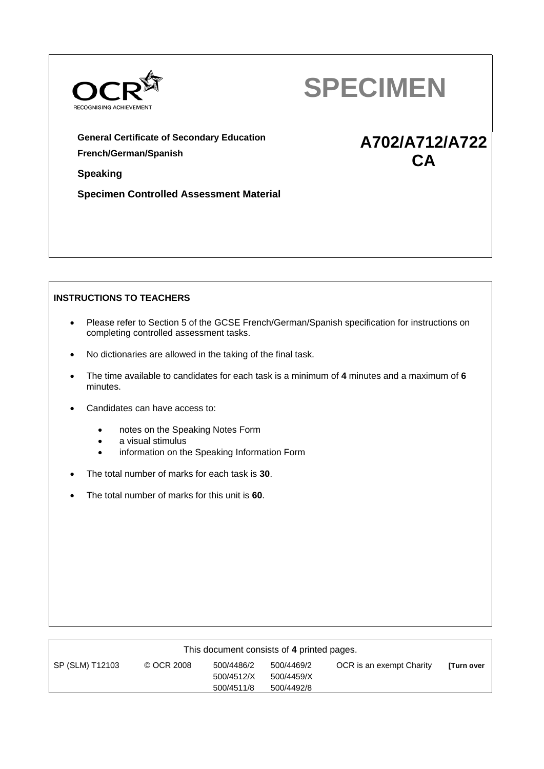OCR RECOGNISING ACHIEVEMENT

# SPECIMEN

**General Certificate of Secondary Education**

**French/German/Spanish**

**Speaking**

**Specimen Controlled Assessment Material**

**A702/A712/A722 CA**

**INSTRUCTIONS TO TEACHERS**

- Please refer to Section 5 of the GCSE French/German/Spanish specification for instructions on completing controlled assessment tasks.
- No dictionaries are allowed in the taking of the final task.
- The time available to candidates for each task is a minimum of **4** minutes and a maximum of **6** minutes.
- Candidates can have access to:
  - notes on the Speaking Notes Form
  - a visual stimulus
  - information on the Speaking Information Form
- The total number of marks for each task is **30**.
- The total number of marks for this unit is **60**.

This document consists of **4** printed pages.

| SP (SLM) T12103 | © OCR 2008 | 500/4486/2<br>500/4512/X<br>500/4511/8 | 500/4469/2<br>500/4459/X<br>500/4492/8 | OCR is an exempt Charity | **[Turn over** |
|---|---|---|---|---|---|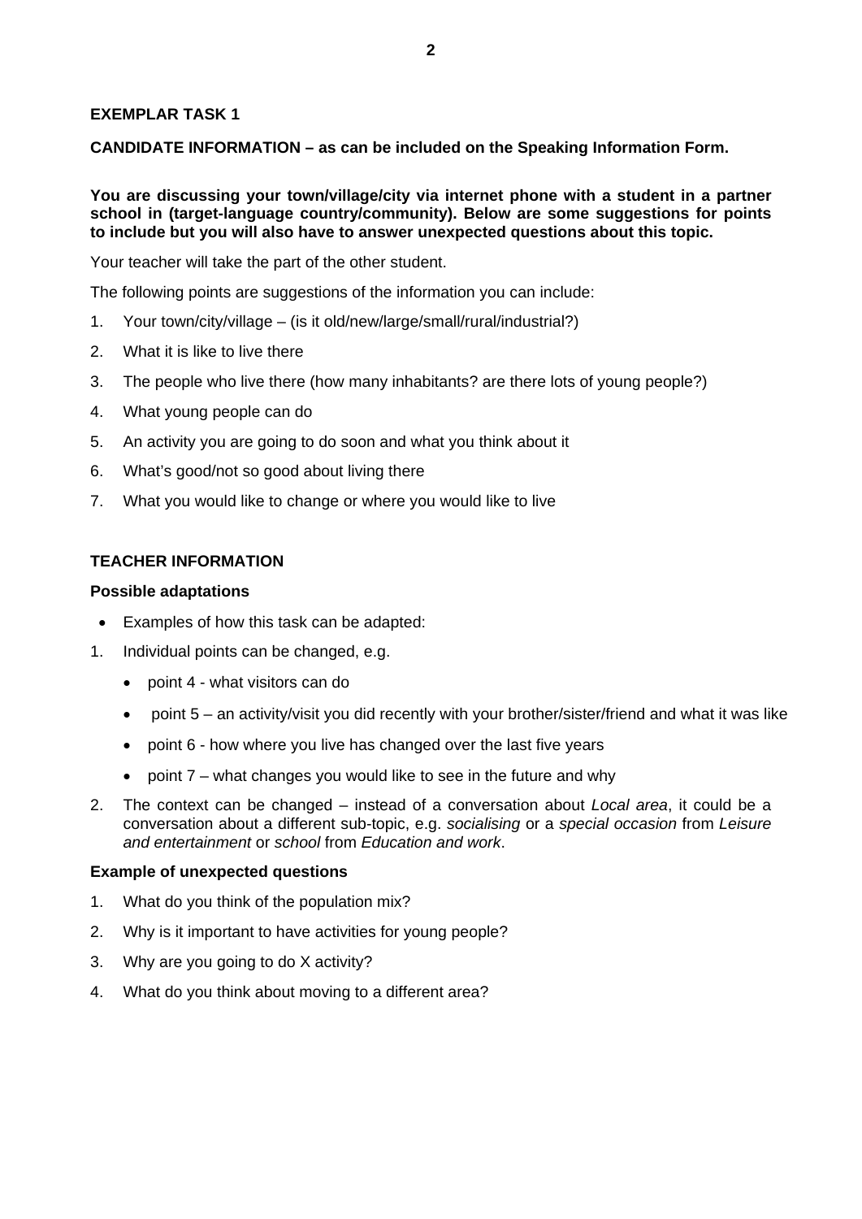## EXEMPLAR TASK 1

### CANDIDATE INFORMATION – as can be included on the Speaking Information Form.

**You are discussing your town/village/city via internet phone with a student in a partner school in (target-language country/community). Below are some suggestions for points to include but you will also have to answer unexpected questions about this topic.**

Your teacher will take the part of the other student.

The following points are suggestions of the information you can include:

1. Your town/city/village – (is it old/new/large/small/rural/industrial?)
2. What it is like to live there
3. The people who live there (how many inhabitants? are there lots of young people?)
4. What young people can do
5. An activity you are going to do soon and what you think about it
6. What's good/not so good about living there
7. What you would like to change or where you would like to live

### TEACHER INFORMATION

**Possible adaptations**

- Examples of how this task can be adapted:

1. Individual points can be changed, e.g.
   - point 4 - what visitors can do
   - point 5 – an activity/visit you did recently with your brother/sister/friend and what it was like
   - point 6 - how where you live has changed over the last five years
   - point 7 – what changes you would like to see in the future and why
2. The context can be changed – instead of a conversation about *Local area*, it could be a conversation about a different sub-topic, e.g. *socialising* or a *special occasion* from *Leisure and entertainment* or *school* from *Education and work*.

**Example of unexpected questions**

1. What do you think of the population mix?
2. Why is it important to have activities for young people?
3. Why are you going to do X activity?
4. What do you think about moving to a different area?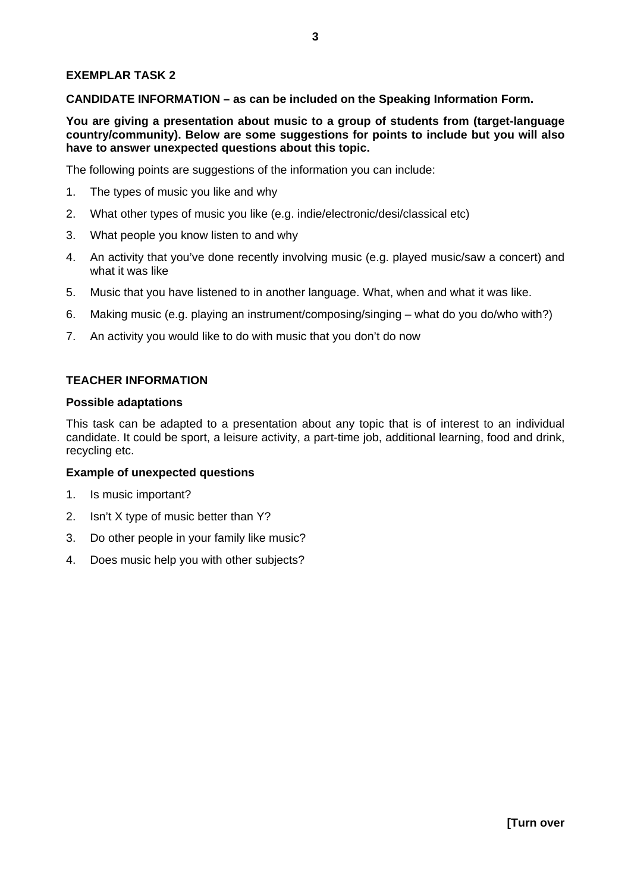## EXEMPLAR TASK 2

**CANDIDATE INFORMATION – as can be included on the Speaking Information Form.**

**You are giving a presentation about music to a group of students from (target-language country/community). Below are some suggestions for points to include but you will also have to answer unexpected questions about this topic.**

The following points are suggestions of the information you can include:

1. The types of music you like and why
2. What other types of music you like (e.g. indie/electronic/desi/classical etc)
3. What people you know listen to and why
4. An activity that you've done recently involving music (e.g. played music/saw a concert) and what it was like
5. Music that you have listened to in another language. What, when and what it was like.
6. Making music (e.g. playing an instrument/composing/singing – what do you do/who with?)
7. An activity you would like to do with music that you don't do now

## TEACHER INFORMATION

### Possible adaptations

This task can be adapted to a presentation about any topic that is of interest to an individual candidate. It could be sport, a leisure activity, a part-time job, additional learning, food and drink, recycling etc.

### Example of unexpected questions

1. Is music important?
2. Isn't X type of music better than Y?
3. Do other people in your family like music?
4. Does music help you with other subjects?

**[Turn over**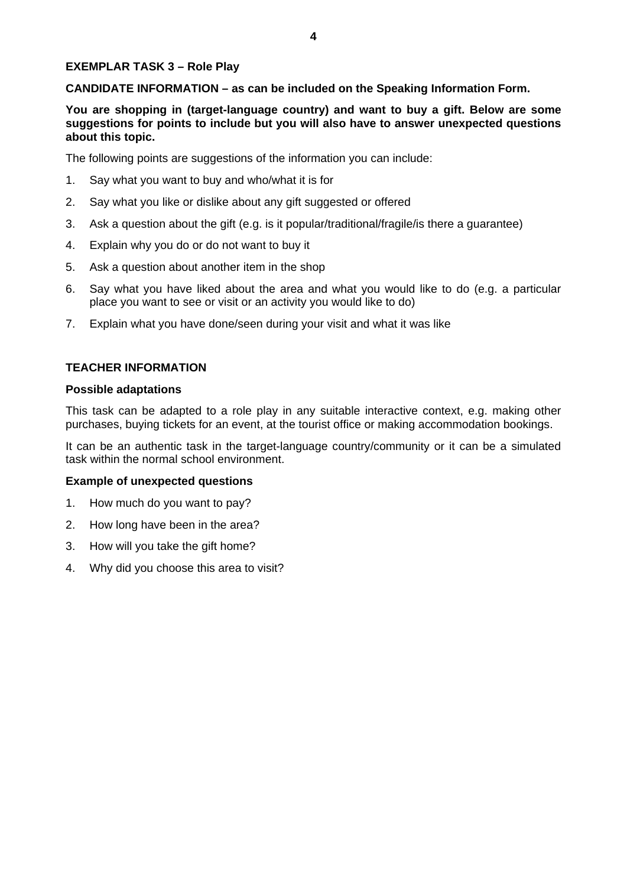## EXEMPLAR TASK 3 – Role Play

**CANDIDATE INFORMATION – as can be included on the Speaking Information Form.**

**You are shopping in (target-language country) and want to buy a gift. Below are some suggestions for points to include but you will also have to answer unexpected questions about this topic.**

The following points are suggestions of the information you can include:

1. Say what you want to buy and who/what it is for
2. Say what you like or dislike about any gift suggested or offered
3. Ask a question about the gift (e.g. is it popular/traditional/fragile/is there a guarantee)
4. Explain why you do or do not want to buy it
5. Ask a question about another item in the shop
6. Say what you have liked about the area and what you would like to do (e.g. a particular place you want to see or visit or an activity you would like to do)
7. Explain what you have done/seen during your visit and what it was like

## TEACHER INFORMATION

### Possible adaptations

This task can be adapted to a role play in any suitable interactive context, e.g. making other purchases, buying tickets for an event, at the tourist office or making accommodation bookings.

It can be an authentic task in the target-language country/community or it can be a simulated task within the normal school environment.

### Example of unexpected questions

1. How much do you want to pay?
2. How long have been in the area?
3. How will you take the gift home?
4. Why did you choose this area to visit?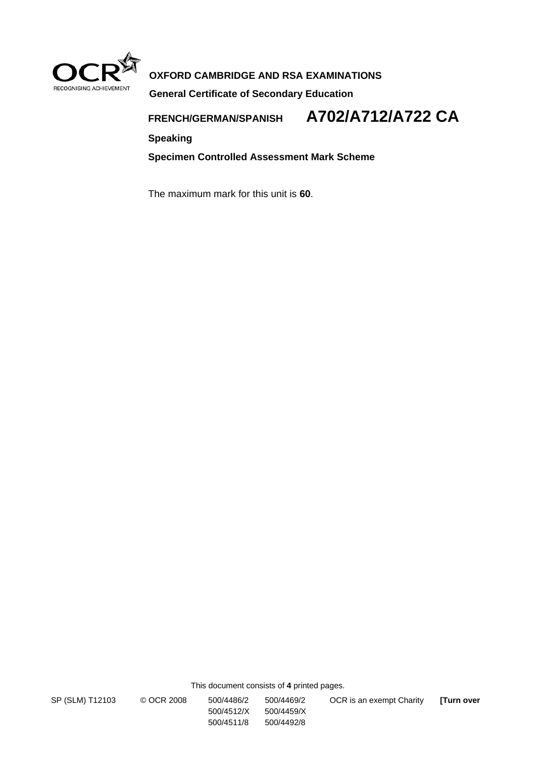OXFORD CAMBRIDGE AND RSA EXAMINATIONS

**General Certificate of Secondary Education**

**FRENCH/GERMAN/SPANISH** **A702/A712/A722 CA**

**Speaking**

**Specimen Controlled Assessment Mark Scheme**

The maximum mark for this unit is **60**.

This document consists of **4** printed pages.

SP (SLM) T12103 © OCR 2008 500/4486/2 500/4469/2 500/4512/X 500/4459/X 500/4511/8 500/4492/8 OCR is an exempt Charity **[Turn over**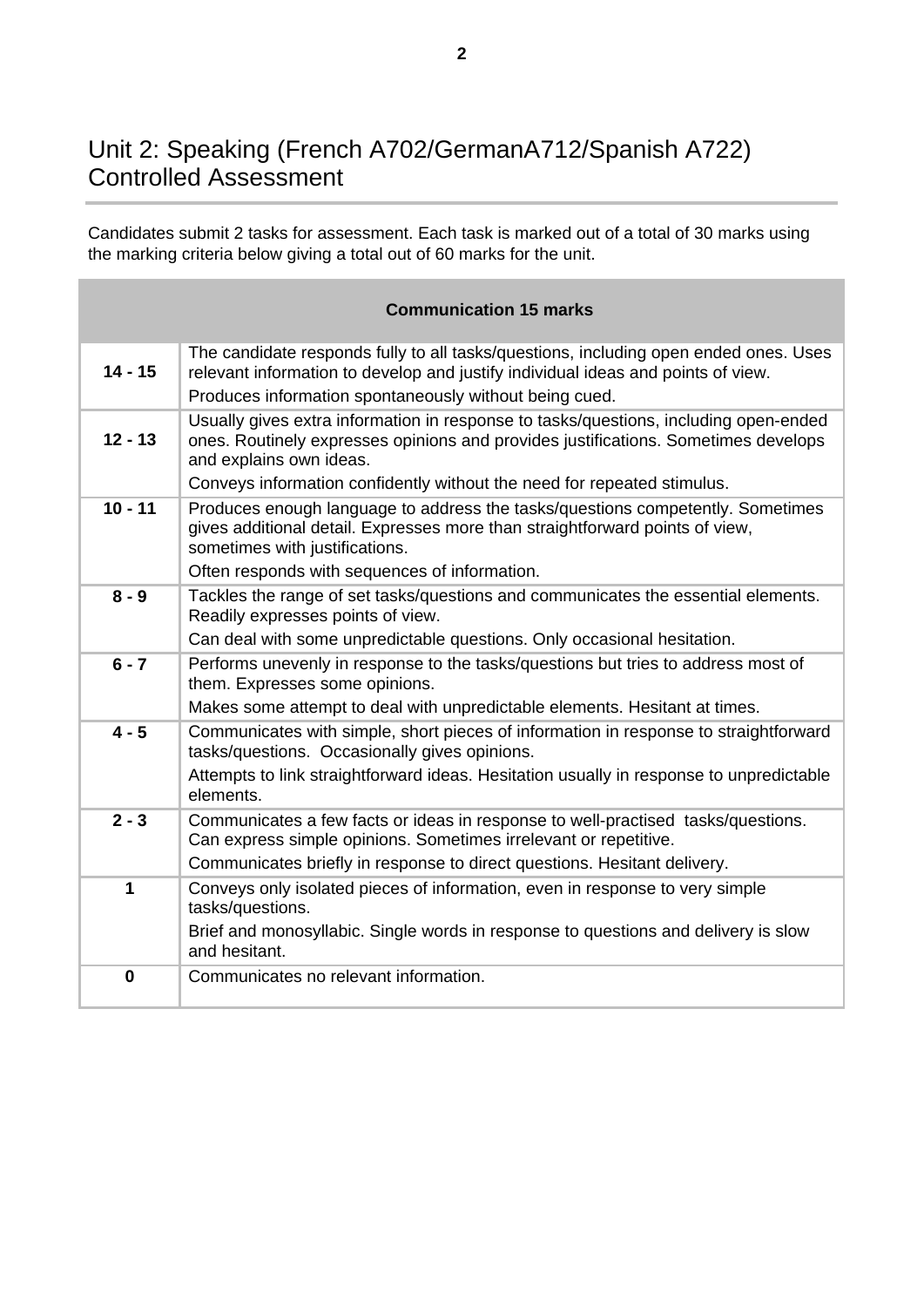## Unit 2: Speaking (French A702/GermanA712/Spanish A722) Controlled Assessment

Candidates submit 2 tasks for assessment. Each task is marked out of a total of 30 marks using the marking criteria below giving a total out of 60 marks for the unit.

| | **Communication 15 marks** |
|---|---|
| **14 - 15** | The candidate responds fully to all tasks/questions, including open ended ones. Uses relevant information to develop and justify individual ideas and points of view.<br>Produces information spontaneously without being cued. |
| **12 - 13** | Usually gives extra information in response to tasks/questions, including open-ended ones. Routinely expresses opinions and provides justifications. Sometimes develops and explains own ideas.<br>Conveys information confidently without the need for repeated stimulus. |
| **10 - 11** | Produces enough language to address the tasks/questions competently. Sometimes gives additional detail. Expresses more than straightforward points of view, sometimes with justifications.<br>Often responds with sequences of information. |
| **8 - 9** | Tackles the range of set tasks/questions and communicates the essential elements. Readily expresses points of view.<br>Can deal with some unpredictable questions. Only occasional hesitation. |
| **6 - 7** | Performs unevenly in response to the tasks/questions but tries to address most of them. Expresses some opinions.<br>Makes some attempt to deal with unpredictable elements. Hesitant at times. |
| **4 - 5** | Communicates with simple, short pieces of information in response to straightforward tasks/questions. Occasionally gives opinions.<br>Attempts to link straightforward ideas. Hesitation usually in response to unpredictable elements. |
| **2 - 3** | Communicates a few facts or ideas in response to well-practised tasks/questions. Can express simple opinions. Sometimes irrelevant or repetitive.<br>Communicates briefly in response to direct questions. Hesitant delivery. |
| **1** | Conveys only isolated pieces of information, even in response to very simple tasks/questions.<br>Brief and monosyllabic. Single words in response to questions and delivery is slow and hesitant. |
| **0** | Communicates no relevant information. |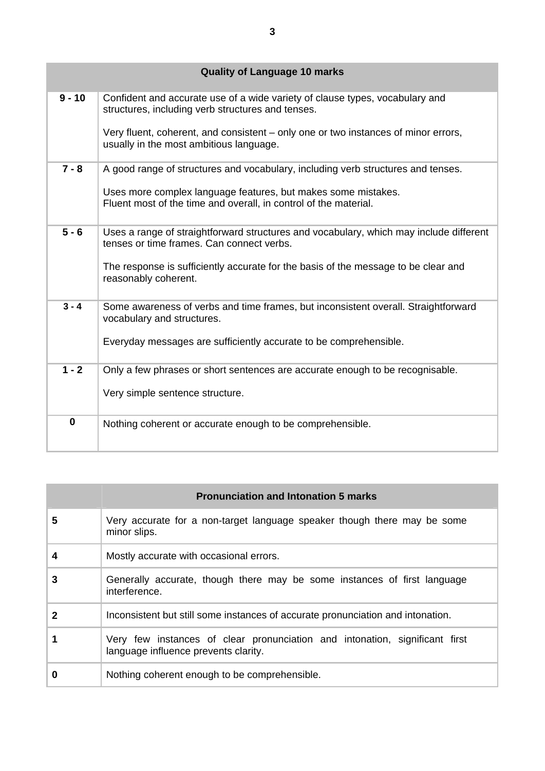| Quality of Language 10 marks | |
|---|---|
| **9 - 10** | Confident and accurate use of a wide variety of clause types, vocabulary and structures, including verb structures and tenses.<br><br>Very fluent, coherent, and consistent – only one or two instances of minor errors, usually in the most ambitious language. |
| **7 - 8** | A good range of structures and vocabulary, including verb structures and tenses.<br><br>Uses more complex language features, but makes some mistakes.<br>Fluent most of the time and overall, in control of the material. |
| **5 - 6** | Uses a range of straightforward structures and vocabulary, which may include different tenses or time frames. Can connect verbs.<br><br>The response is sufficiently accurate for the basis of the message to be clear and reasonably coherent. |
| **3 - 4** | Some awareness of verbs and time frames, but inconsistent overall. Straightforward vocabulary and structures.<br><br>Everyday messages are sufficiently accurate to be comprehensible. |
| **1 - 2** | Only a few phrases or short sentences are accurate enough to be recognisable.<br><br>Very simple sentence structure. |
| **0** | Nothing coherent or accurate enough to be comprehensible. |

| | **Pronunciation and Intonation 5 marks** |
|---|---|
| **5** | Very accurate for a non-target language speaker though there may be some minor slips. |
| **4** | Mostly accurate with occasional errors. |
| **3** | Generally accurate, though there may be some instances of first language interference. |
| **2** | Inconsistent but still some instances of accurate pronunciation and intonation. |
| **1** | Very few instances of clear pronunciation and intonation, significant first language influence prevents clarity. |
| **0** | Nothing coherent enough to be comprehensible. |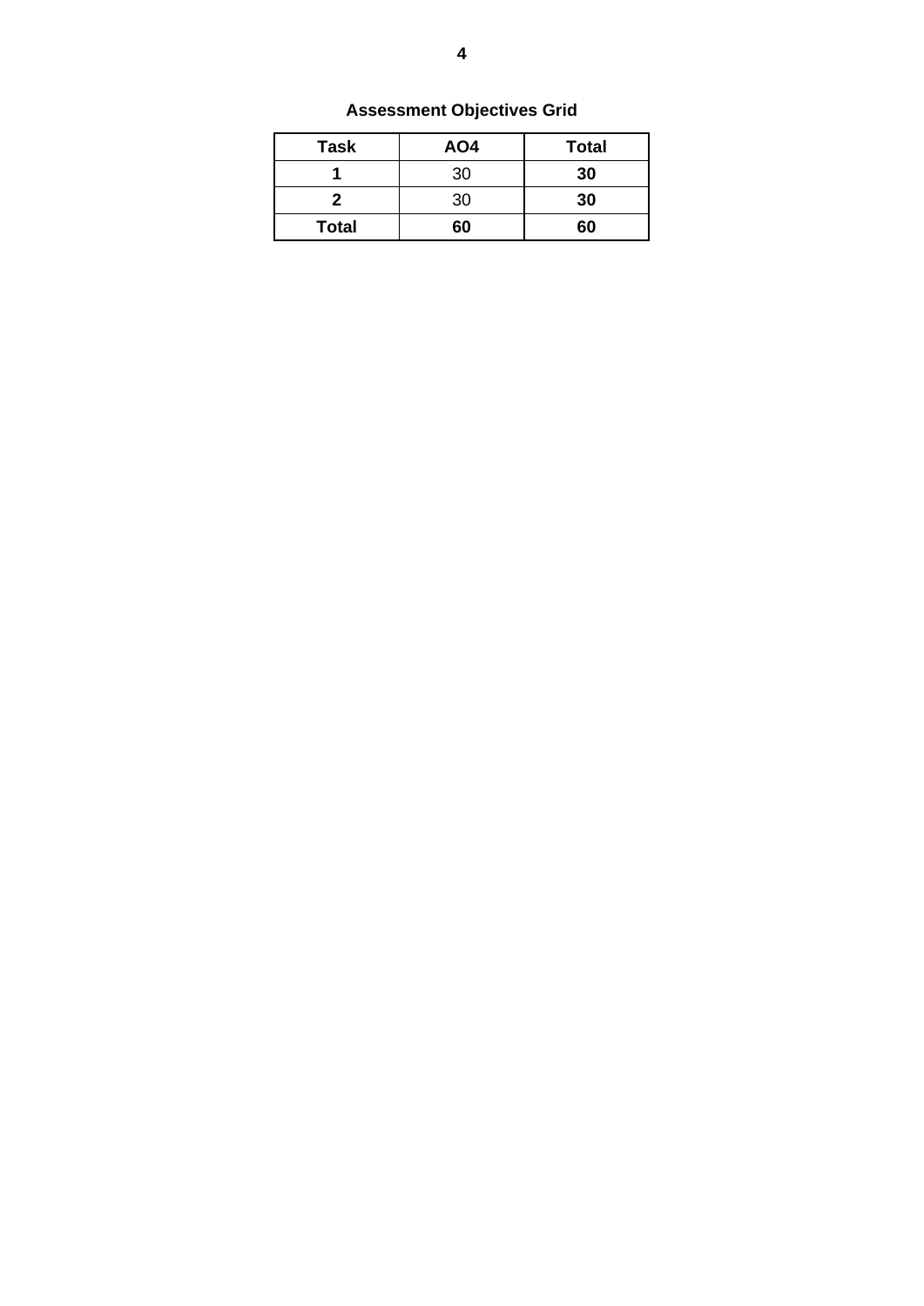## Assessment Objectives Grid

| Task | AO4 | Total |
|---|---|---|
| **1** | 30 | **30** |
| **2** | 30 | **30** |
| **Total** | **60** | **60** |